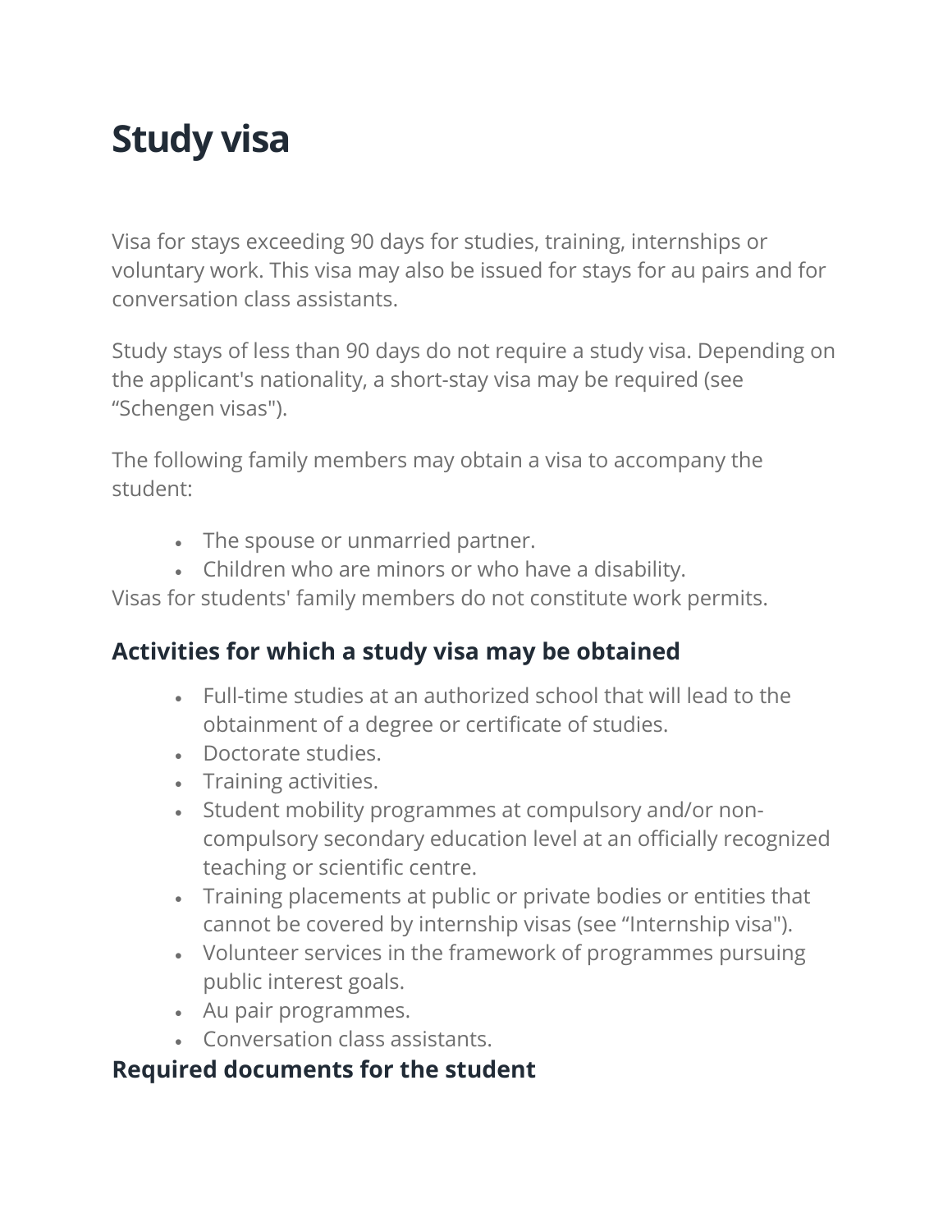# Study visa

Visa for stays exceeding 90 days for studies, training, internships or voluntary work. This visa may also be issued for stays for au pairs and for conversation class assistants.

Study stays of less than 90 days do not require a study visa. Depending on the applicant's nationality, a short-stay visa may be required (see "Schengen visas").

The following family members may obtain a visa to accompany the student:

- The spouse or unmarried partner.
- Children who are minors or who have a disability.

Visas for students' family members do not constitute work permits.

## Activities for which a study visa may be obtained

- Full-time studies at an authorized school that will lead to the obtainment of a degree or certificate of studies.
- Doctorate studies.
- Training activities.
- Student mobility programmes at compulsory and/or non-compulsory secondary education level at an officially recognized teaching or scientific centre.
- Training placements at public or private bodies or entities that cannot be covered by internship visas (see "Internship visa").
- Volunteer services in the framework of programmes pursuing public interest goals.
- Au pair programmes.
- Conversation class assistants.

## Required documents for the student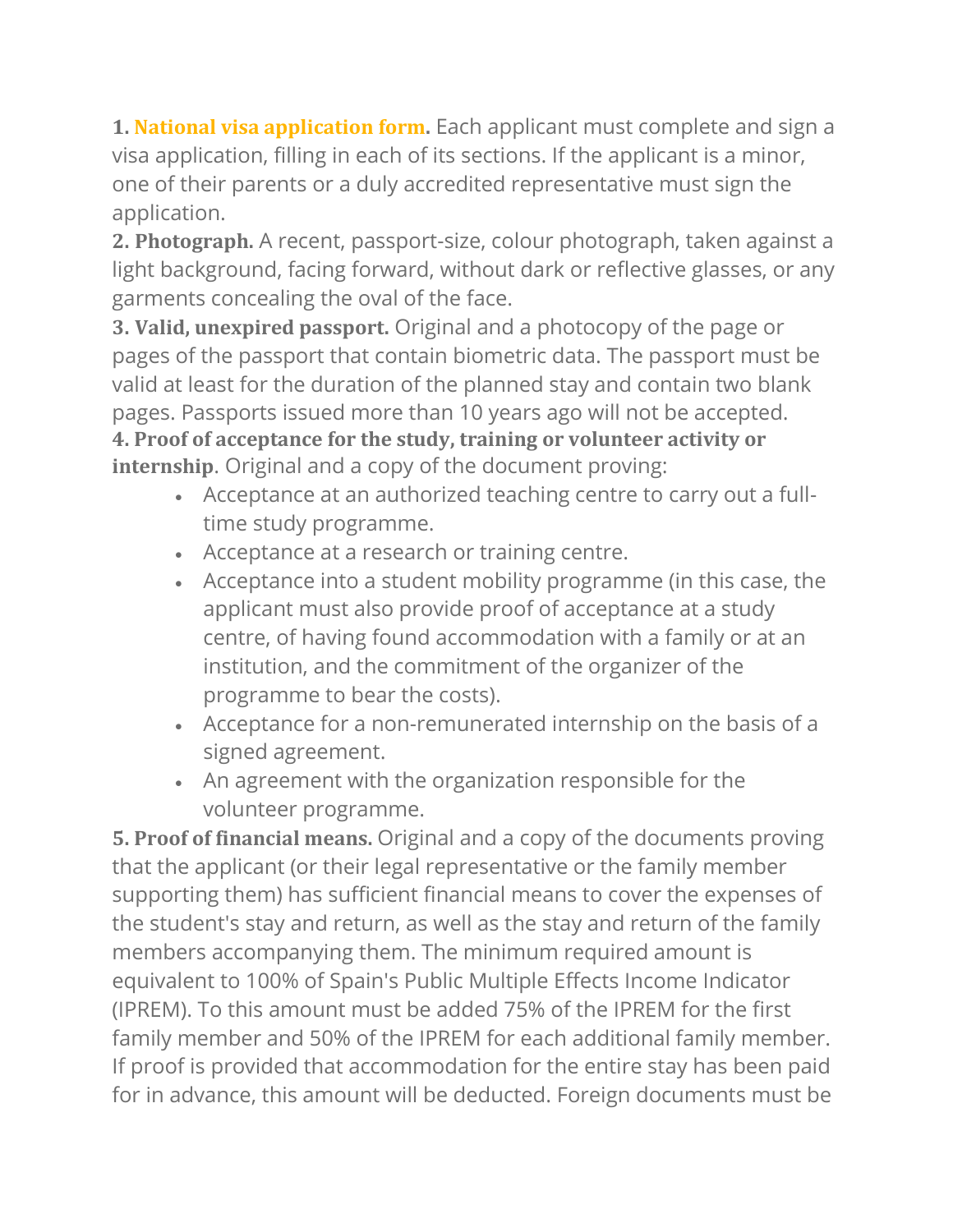**1. National visa application form.** Each applicant must complete and sign a visa application, filling in each of its sections. If the applicant is a minor, one of their parents or a duly accredited representative must sign the application.

**2. Photograph.** A recent, passport-size, colour photograph, taken against a light background, facing forward, without dark or reflective glasses, or any garments concealing the oval of the face.

**3. Valid, unexpired passport.** Original and a photocopy of the page or pages of the passport that contain biometric data. The passport must be valid at least for the duration of the planned stay and contain two blank pages. Passports issued more than 10 years ago will not be accepted.

**4. Proof of acceptance for the study, training or volunteer activity or internship**. Original and a copy of the document proving:

- Acceptance at an authorized teaching centre to carry out a full-time study programme.
- Acceptance at a research or training centre.
- Acceptance into a student mobility programme (in this case, the applicant must also provide proof of acceptance at a study centre, of having found accommodation with a family or at an institution, and the commitment of the organizer of the programme to bear the costs).
- Acceptance for a non-remunerated internship on the basis of a signed agreement.
- An agreement with the organization responsible for the volunteer programme.

**5. Proof of financial means.** Original and a copy of the documents proving that the applicant (or their legal representative or the family member supporting them) has sufficient financial means to cover the expenses of the student's stay and return, as well as the stay and return of the family members accompanying them. The minimum required amount is equivalent to 100% of Spain's Public Multiple Effects Income Indicator (IPREM). To this amount must be added 75% of the IPREM for the first family member and 50% of the IPREM for each additional family member. If proof is provided that accommodation for the entire stay has been paid for in advance, this amount will be deducted. Foreign documents must be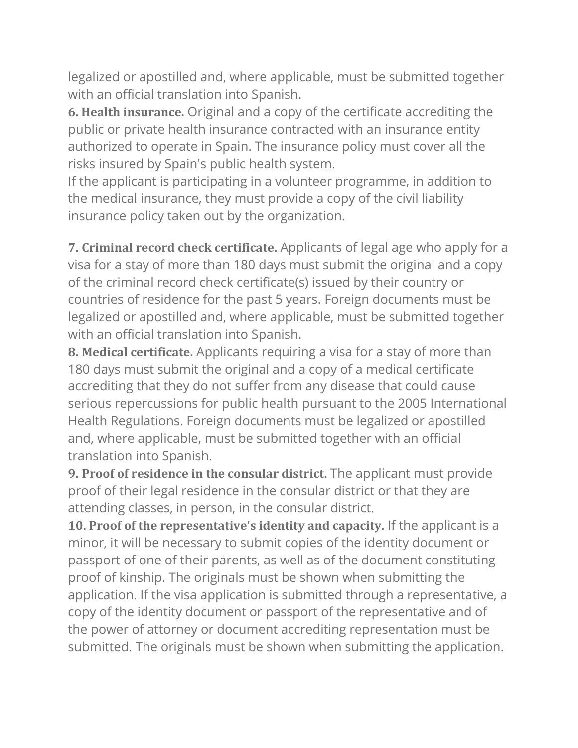legalized or apostilled and, where applicable, must be submitted together with an official translation into Spanish.

**6. Health insurance.** Original and a copy of the certificate accrediting the public or private health insurance contracted with an insurance entity authorized to operate in Spain. The insurance policy must cover all the risks insured by Spain's public health system.

If the applicant is participating in a volunteer programme, in addition to the medical insurance, they must provide a copy of the civil liability insurance policy taken out by the organization.

**7. Criminal record check certificate.** Applicants of legal age who apply for a visa for a stay of more than 180 days must submit the original and a copy of the criminal record check certificate(s) issued by their country or countries of residence for the past 5 years. Foreign documents must be legalized or apostilled and, where applicable, must be submitted together with an official translation into Spanish.

**8. Medical certificate.** Applicants requiring a visa for a stay of more than 180 days must submit the original and a copy of a medical certificate accrediting that they do not suffer from any disease that could cause serious repercussions for public health pursuant to the 2005 International Health Regulations. Foreign documents must be legalized or apostilled and, where applicable, must be submitted together with an official translation into Spanish.

**9. Proof of residence in the consular district.** The applicant must provide proof of their legal residence in the consular district or that they are attending classes, in person, in the consular district.

**10. Proof of the representative's identity and capacity.** If the applicant is a minor, it will be necessary to submit copies of the identity document or passport of one of their parents, as well as of the document constituting proof of kinship. The originals must be shown when submitting the application. If the visa application is submitted through a representative, a copy of the identity document or passport of the representative and of the power of attorney or document accrediting representation must be submitted. The originals must be shown when submitting the application.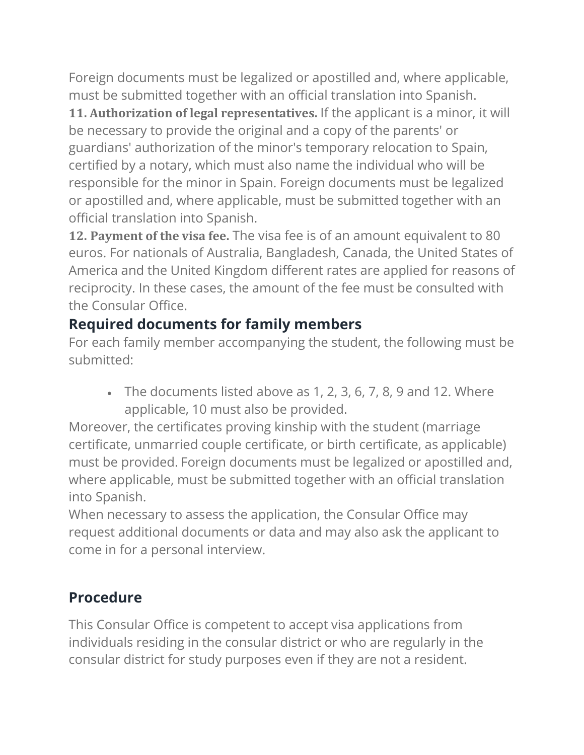Foreign documents must be legalized or apostilled and, where applicable, must be submitted together with an official translation into Spanish.

**11. Authorization of legal representatives.** If the applicant is a minor, it will be necessary to provide the original and a copy of the parents' or guardians' authorization of the minor's temporary relocation to Spain, certified by a notary, which must also name the individual who will be responsible for the minor in Spain. Foreign documents must be legalized or apostilled and, where applicable, must be submitted together with an official translation into Spanish.

**12. Payment of the visa fee.** The visa fee is of an amount equivalent to 80 euros. For nationals of Australia, Bangladesh, Canada, the United States of America and the United Kingdom different rates are applied for reasons of reciprocity. In these cases, the amount of the fee must be consulted with the Consular Office.

## Required documents for family members

For each family member accompanying the student, the following must be submitted:

- The documents listed above as 1, 2, 3, 6, 7, 8, 9 and 12. Where applicable, 10 must also be provided.

Moreover, the certificates proving kinship with the student (marriage certificate, unmarried couple certificate, or birth certificate, as applicable) must be provided. Foreign documents must be legalized or apostilled and, where applicable, must be submitted together with an official translation into Spanish.

When necessary to assess the application, the Consular Office may request additional documents or data and may also ask the applicant to come in for a personal interview.

## Procedure

This Consular Office is competent to accept visa applications from individuals residing in the consular district or who are regularly in the consular district for study purposes even if they are not a resident.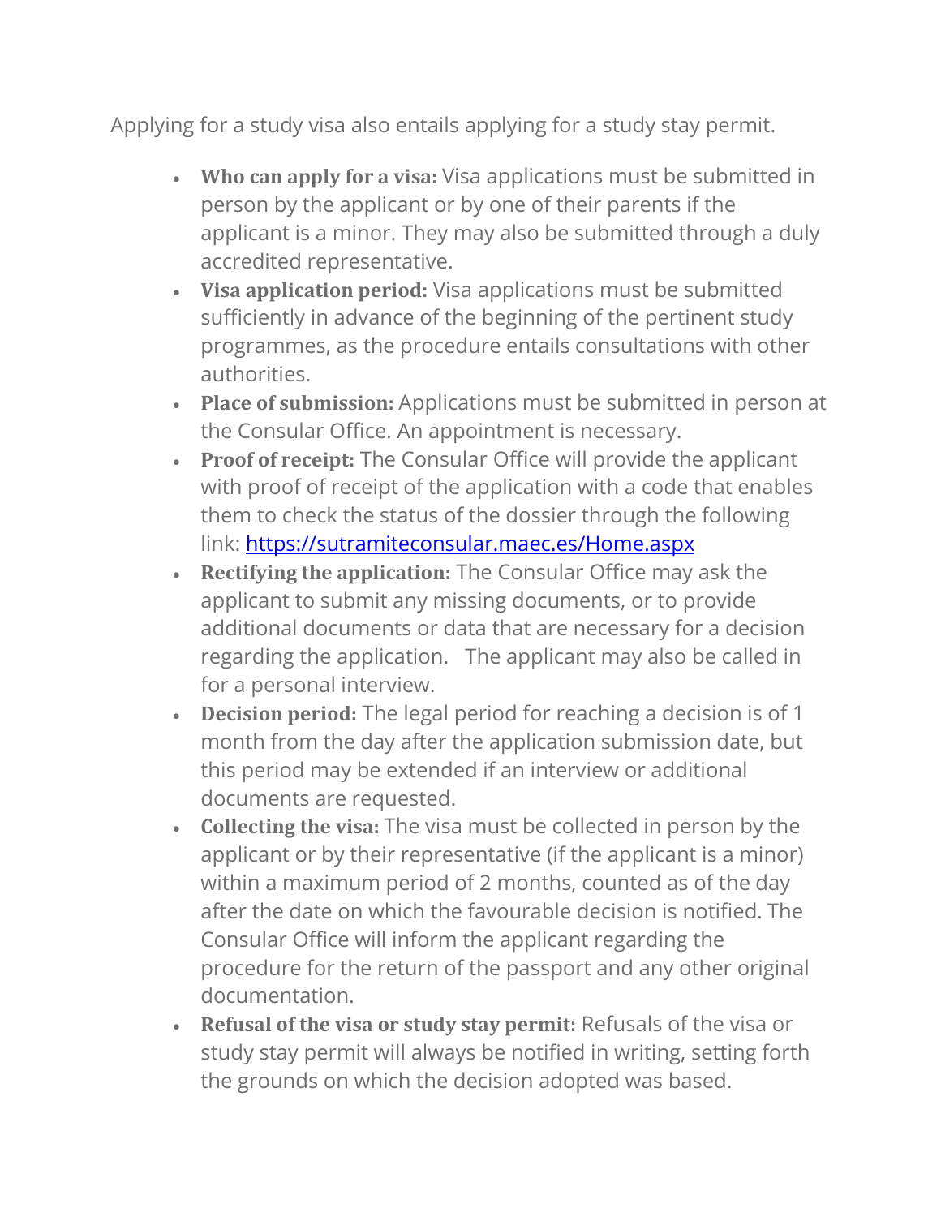Applying for a study visa also entails applying for a study stay permit.

- **Who can apply for a visa:** Visa applications must be submitted in person by the applicant or by one of their parents if the applicant is a minor. They may also be submitted through a duly accredited representative.
- **Visa application period:** Visa applications must be submitted sufficiently in advance of the beginning of the pertinent study programmes, as the procedure entails consultations with other authorities.
- **Place of submission:** Applications must be submitted in person at the Consular Office. An appointment is necessary.
- **Proof of receipt:** The Consular Office will provide the applicant with proof of receipt of the application with a code that enables them to check the status of the dossier through the following link: [https://sutramiteconsular.maec.es/Home.aspx](https://sutramiteconsular.maec.es/Home.aspx)
- **Rectifying the application:** The Consular Office may ask the applicant to submit any missing documents, or to provide additional documents or data that are necessary for a decision regarding the application. The applicant may also be called in for a personal interview.
- **Decision period:** The legal period for reaching a decision is of 1 month from the day after the application submission date, but this period may be extended if an interview or additional documents are requested.
- **Collecting the visa:** The visa must be collected in person by the applicant or by their representative (if the applicant is a minor) within a maximum period of 2 months, counted as of the day after the date on which the favourable decision is notified. The Consular Office will inform the applicant regarding the procedure for the return of the passport and any other original documentation.
- **Refusal of the visa or study stay permit:** Refusals of the visa or study stay permit will always be notified in writing, setting forth the grounds on which the decision adopted was based.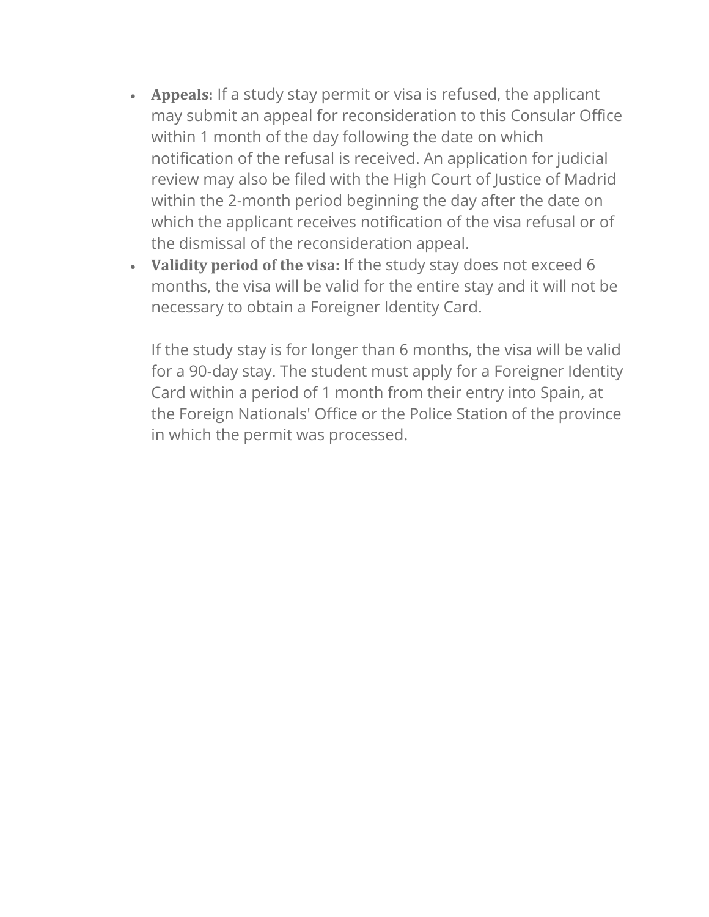- **Appeals:** If a study stay permit or visa is refused, the applicant may submit an appeal for reconsideration to this Consular Office within 1 month of the day following the date on which notification of the refusal is received. An application for judicial review may also be filed with the High Court of Justice of Madrid within the 2-month period beginning the day after the date on which the applicant receives notification of the visa refusal or of the dismissal of the reconsideration appeal.
- **Validity period of the visa:** If the study stay does not exceed 6 months, the visa will be valid for the entire stay and it will not be necessary to obtain a Foreigner Identity Card.

  If the study stay is for longer than 6 months, the visa will be valid for a 90-day stay. The student must apply for a Foreigner Identity Card within a period of 1 month from their entry into Spain, at the Foreign Nationals' Office or the Police Station of the province in which the permit was processed.